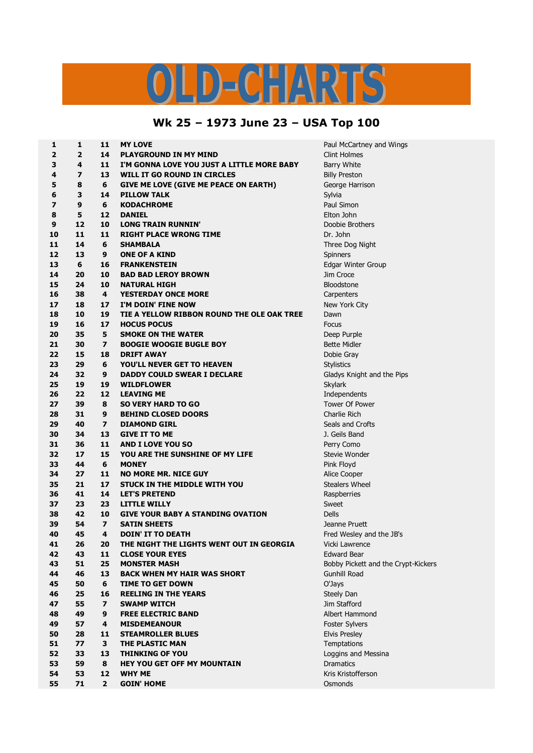# OLD-CHARTS

## Wk 25 – 1973 June 23 – USA Top 100

| | | | | |
|---|---|---|---|---|
| 1 | 1 | 11 | MY LOVE | Paul McCartney and Wings |
| 2 | 2 | 14 | PLAYGROUND IN MY MIND | Clint Holmes |
| 3 | 4 | 11 | I'M GONNA LOVE YOU JUST A LITTLE MORE BABY | Barry White |
| 4 | 7 | 13 | WILL IT GO ROUND IN CIRCLES | Billy Preston |
| 5 | 8 | 6 | GIVE ME LOVE (GIVE ME PEACE ON EARTH) | George Harrison |
| 6 | 3 | 14 | PILLOW TALK | Sylvia |
| 7 | 9 | 6 | KODACHROME | Paul Simon |
| 8 | 5 | 12 | DANIEL | Elton John |
| 9 | 12 | 10 | LONG TRAIN RUNNIN' | Doobie Brothers |
| 10 | 11 | 11 | RIGHT PLACE WRONG TIME | Dr. John |
| 11 | 14 | 6 | SHAMBALA | Three Dog Night |
| 12 | 13 | 9 | ONE OF A KIND | Spinners |
| 13 | 6 | 16 | FRANKENSTEIN | Edgar Winter Group |
| 14 | 20 | 10 | BAD BAD LEROY BROWN | Jim Croce |
| 15 | 24 | 10 | NATURAL HIGH | Bloodstone |
| 16 | 38 | 4 | YESTERDAY ONCE MORE | Carpenters |
| 17 | 18 | 17 | I'M DOIN' FINE NOW | New York City |
| 18 | 10 | 19 | TIE A YELLOW RIBBON ROUND THE OLE OAK TREE | Dawn |
| 19 | 16 | 17 | HOCUS POCUS | Focus |
| 20 | 35 | 5 | SMOKE ON THE WATER | Deep Purple |
| 21 | 30 | 7 | BOOGIE WOOGIE BUGLE BOY | Bette Midler |
| 22 | 15 | 18 | DRIFT AWAY | Dobie Gray |
| 23 | 29 | 6 | YOU'LL NEVER GET TO HEAVEN | Stylistics |
| 24 | 32 | 9 | DADDY COULD SWEAR I DECLARE | Gladys Knight and the Pips |
| 25 | 19 | 19 | WILDFLOWER | Skylark |
| 26 | 22 | 12 | LEAVING ME | Independents |
| 27 | 39 | 8 | SO VERY HARD TO GO | Tower Of Power |
| 28 | 31 | 9 | BEHIND CLOSED DOORS | Charlie Rich |
| 29 | 40 | 7 | DIAMOND GIRL | Seals and Crofts |
| 30 | 34 | 13 | GIVE IT TO ME | J. Geils Band |
| 31 | 36 | 11 | AND I LOVE YOU SO | Perry Como |
| 32 | 17 | 15 | YOU ARE THE SUNSHINE OF MY LIFE | Stevie Wonder |
| 33 | 44 | 6 | MONEY | Pink Floyd |
| 34 | 27 | 11 | NO MORE MR. NICE GUY | Alice Cooper |
| 35 | 21 | 17 | STUCK IN THE MIDDLE WITH YOU | Stealers Wheel |
| 36 | 41 | 14 | LET'S PRETEND | Raspberries |
| 37 | 23 | 23 | LITTLE WILLY | Sweet |
| 38 | 42 | 10 | GIVE YOUR BABY A STANDING OVATION | Dells |
| 39 | 54 | 7 | SATIN SHEETS | Jeanne Pruett |
| 40 | 45 | 4 | DOIN' IT TO DEATH | Fred Wesley and the JB's |
| 41 | 26 | 20 | THE NIGHT THE LIGHTS WENT OUT IN GEORGIA | Vicki Lawrence |
| 42 | 43 | 11 | CLOSE YOUR EYES | Edward Bear |
| 43 | 51 | 25 | MONSTER MASH | Bobby Pickett and the Crypt-Kickers |
| 44 | 46 | 13 | BACK WHEN MY HAIR WAS SHORT | Gunhill Road |
| 45 | 50 | 6 | TIME TO GET DOWN | O'Jays |
| 46 | 25 | 16 | REELING IN THE YEARS | Steely Dan |
| 47 | 55 | 7 | SWAMP WITCH | Jim Stafford |
| 48 | 49 | 9 | FREE ELECTRIC BAND | Albert Hammond |
| 49 | 57 | 4 | MISDEMEANOUR | Foster Sylvers |
| 50 | 28 | 11 | STEAMROLLER BLUES | Elvis Presley |
| 51 | 77 | 3 | THE PLASTIC MAN | Temptations |
| 52 | 33 | 13 | THINKING OF YOU | Loggins and Messina |
| 53 | 59 | 8 | HEY YOU GET OFF MY MOUNTAIN | Dramatics |
| 54 | 53 | 12 | WHY ME | Kris Kristofferson |
| 55 | 71 | 2 | GOIN' HOME | Osmonds |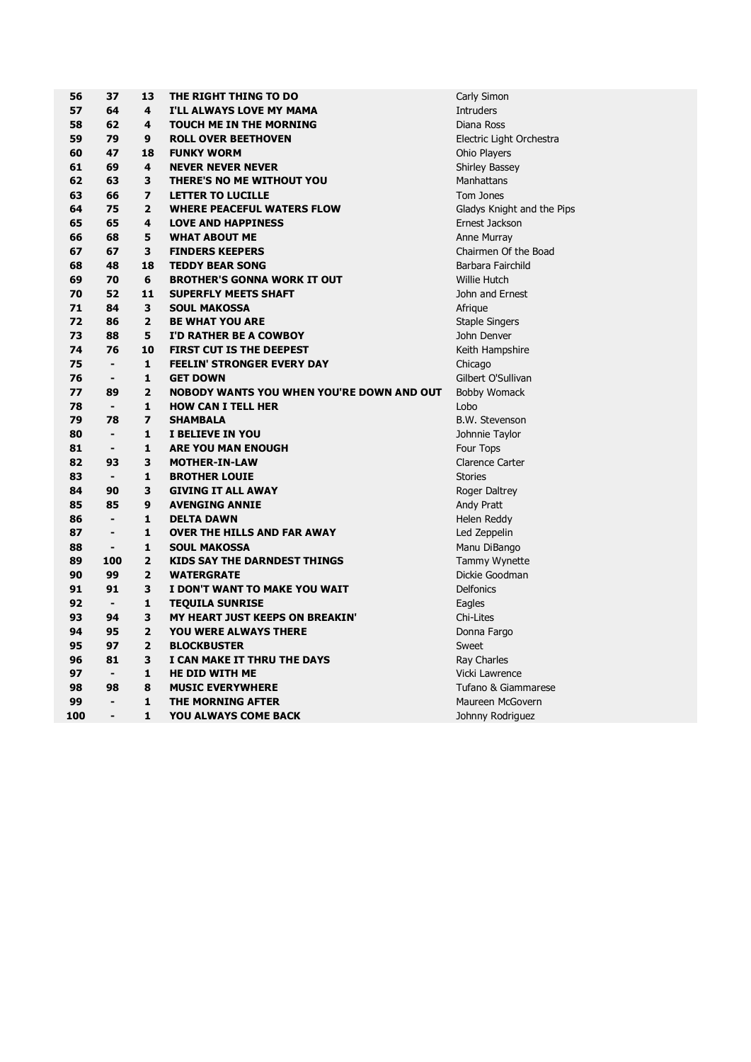| | | | | |
|---|---|---|---|---|
| 56 | 37 | 13 | **THE RIGHT THING TO DO** | Carly Simon |
| 57 | 64 | 4 | **I'LL ALWAYS LOVE MY MAMA** | Intruders |
| 58 | 62 | 4 | **TOUCH ME IN THE MORNING** | Diana Ross |
| 59 | 79 | 9 | **ROLL OVER BEETHOVEN** | Electric Light Orchestra |
| 60 | 47 | 18 | **FUNKY WORM** | Ohio Players |
| 61 | 69 | 4 | **NEVER NEVER NEVER** | Shirley Bassey |
| 62 | 63 | 3 | **THERE'S NO ME WITHOUT YOU** | Manhattans |
| 63 | 66 | 7 | **LETTER TO LUCILLE** | Tom Jones |
| 64 | 75 | 2 | **WHERE PEACEFUL WATERS FLOW** | Gladys Knight and the Pips |
| 65 | 65 | 4 | **LOVE AND HAPPINESS** | Ernest Jackson |
| 66 | 68 | 5 | **WHAT ABOUT ME** | Anne Murray |
| 67 | 67 | 3 | **FINDERS KEEPERS** | Chairmen Of the Boad |
| 68 | 48 | 18 | **TEDDY BEAR SONG** | Barbara Fairchild |
| 69 | 70 | 6 | **BROTHER'S GONNA WORK IT OUT** | Willie Hutch |
| 70 | 52 | 11 | **SUPERFLY MEETS SHAFT** | John and Ernest |
| 71 | 84 | 3 | **SOUL MAKOSSA** | Afrique |
| 72 | 86 | 2 | **BE WHAT YOU ARE** | Staple Singers |
| 73 | 88 | 5 | **I'D RATHER BE A COWBOY** | John Denver |
| 74 | 76 | 10 | **FIRST CUT IS THE DEEPEST** | Keith Hampshire |
| 75 | - | 1 | **FEELIN' STRONGER EVERY DAY** | Chicago |
| 76 | - | 1 | **GET DOWN** | Gilbert O'Sullivan |
| 77 | 89 | 2 | **NOBODY WANTS YOU WHEN YOU'RE DOWN AND OUT** | Bobby Womack |
| 78 | - | 1 | **HOW CAN I TELL HER** | Lobo |
| 79 | 78 | 7 | **SHAMBALA** | B.W. Stevenson |
| 80 | - | 1 | **I BELIEVE IN YOU** | Johnnie Taylor |
| 81 | - | 1 | **ARE YOU MAN ENOUGH** | Four Tops |
| 82 | 93 | 3 | **MOTHER-IN-LAW** | Clarence Carter |
| 83 | - | 1 | **BROTHER LOUIE** | Stories |
| 84 | 90 | 3 | **GIVING IT ALL AWAY** | Roger Daltrey |
| 85 | 85 | 9 | **AVENGING ANNIE** | Andy Pratt |
| 86 | - | 1 | **DELTA DAWN** | Helen Reddy |
| 87 | - | 1 | **OVER THE HILLS AND FAR AWAY** | Led Zeppelin |
| 88 | - | 1 | **SOUL MAKOSSA** | Manu DiBango |
| 89 | 100 | 2 | **KIDS SAY THE DARNDEST THINGS** | Tammy Wynette |
| 90 | 99 | 2 | **WATERGRATE** | Dickie Goodman |
| 91 | 91 | 3 | **I DON'T WANT TO MAKE YOU WAIT** | Delfonics |
| 92 | - | 1 | **TEQUILA SUNRISE** | Eagles |
| 93 | 94 | 3 | **MY HEART JUST KEEPS ON BREAKIN'** | Chi-Lites |
| 94 | 95 | 2 | **YOU WERE ALWAYS THERE** | Donna Fargo |
| 95 | 97 | 2 | **BLOCKBUSTER** | Sweet |
| 96 | 81 | 3 | **I CAN MAKE IT THRU THE DAYS** | Ray Charles |
| 97 | - | 1 | **HE DID WITH ME** | Vicki Lawrence |
| 98 | 98 | 8 | **MUSIC EVERYWHERE** | Tufano & Giammarese |
| 99 | - | 1 | **THE MORNING AFTER** | Maureen McGovern |
| 100 | - | 1 | **YOU ALWAYS COME BACK** | Johnny Rodriguez |